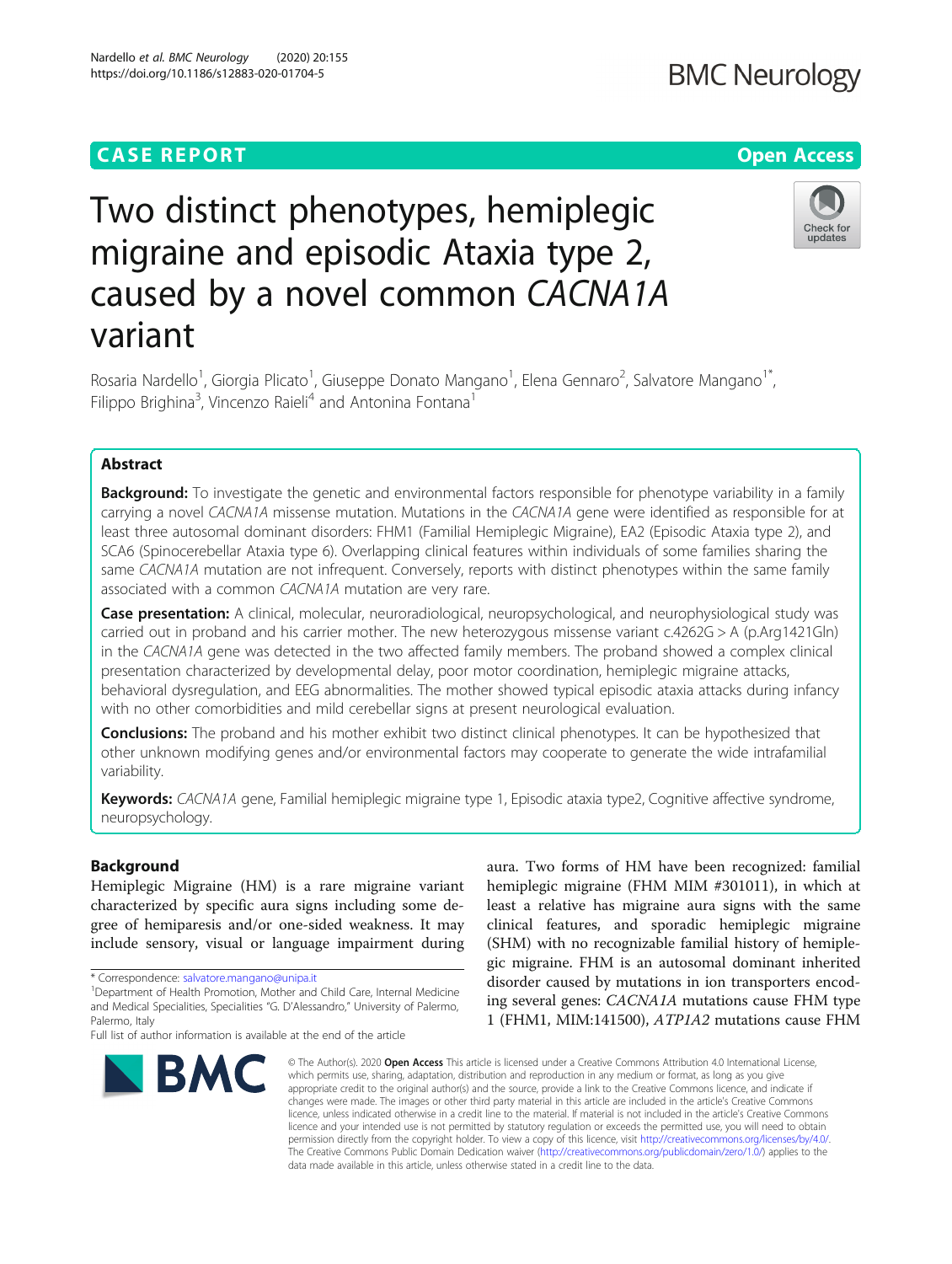CASE REPORT

Open Access

# Two distinct phenotypes, hemiplegic migraine and episodic Ataxia type 2, caused by a novel common *CACNA1A* variant

Rosaria Nardello[1], Giorgia Plicato[1], Giuseppe Donato Mangano[1], Elena Gennaro[2], Salvatore Mangano[1*], Filippo Brighina[3], Vincenzo Raieli[4] and Antonina Fontana[1]

## Abstract

**Background:** To investigate the genetic and environmental factors responsible for phenotype variability in a family carrying a novel *CACNA1A* missense mutation. Mutations in the *CACNA1A* gene were identified as responsible for at least three autosomal dominant disorders: FHM1 (Familial Hemiplegic Migraine), EA2 (Episodic Ataxia type 2), and SCA6 (Spinocerebellar Ataxia type 6). Overlapping clinical features within individuals of some families sharing the same *CACNA1A* mutation are not infrequent. Conversely, reports with distinct phenotypes within the same family associated with a common *CACNA1A* mutation are very rare.

**Case presentation:** A clinical, molecular, neuroradiological, neuropsychological, and neurophysiological study was carried out in proband and his carrier mother. The new heterozygous missense variant c.4262G > A (p.Arg1421Gln) in the *CACNA1A* gene was detected in the two affected family members. The proband showed a complex clinical presentation characterized by developmental delay, poor motor coordination, hemiplegic migraine attacks, behavioral dysregulation, and EEG abnormalities. The mother showed typical episodic ataxia attacks during infancy with no other comorbidities and mild cerebellar signs at present neurological evaluation.

**Conclusions:** The proband and his mother exhibit two distinct clinical phenotypes. It can be hypothesized that other unknown modifying genes and/or environmental factors may cooperate to generate the wide intrafamilial variability.

**Keywords:** *CACNA1A* gene, Familial hemiplegic migraine type 1, Episodic ataxia type2, Cognitive affective syndrome, neuropsychology.

## Background

Hemiplegic Migraine (HM) is a rare migraine variant characterized by specific aura signs including some degree of hemiparesis and/or one-sided weakness. It may include sensory, visual or language impairment during aura. Two forms of HM have been recognized: familial hemiplegic migraine (FHM MIM #301011), in which at least a relative has migraine aura signs with the same clinical features, and sporadic hemiplegic migraine (SHM) with no recognizable familial history of hemiplegic migraine. FHM is an autosomal dominant inherited disorder caused by mutations in ion transporters encoding several genes: *CACNA1A* mutations cause FHM type 1 (FHM1, MIM:141500), *ATP1A2* mutations cause FHM

* Correspondence: salvatore.mangano@unipa.it
[1]Department of Health Promotion, Mother and Child Care, Internal Medicine and Medical Specialities, Specialities "G. D'Alessandro," University of Palermo, Palermo, Italy
Full list of author information is available at the end of the article

© The Author(s). 2020 **Open Access** This article is licensed under a Creative Commons Attribution 4.0 International License, which permits use, sharing, adaptation, distribution and reproduction in any medium or format, as long as you give appropriate credit to the original author(s) and the source, provide a link to the Creative Commons licence, and indicate if changes were made. The images or other third party material in this article are included in the article's Creative Commons licence, unless indicated otherwise in a credit line to the material. If material is not included in the article's Creative Commons licence and your intended use is not permitted by statutory regulation or exceeds the permitted use, you will need to obtain permission directly from the copyright holder. To view a copy of this licence, visit http://creativecommons.org/licenses/by/4.0/. The Creative Commons Public Domain Dedication waiver (http://creativecommons.org/publicdomain/zero/1.0/) applies to the data made available in this article, unless otherwise stated in a credit line to the data.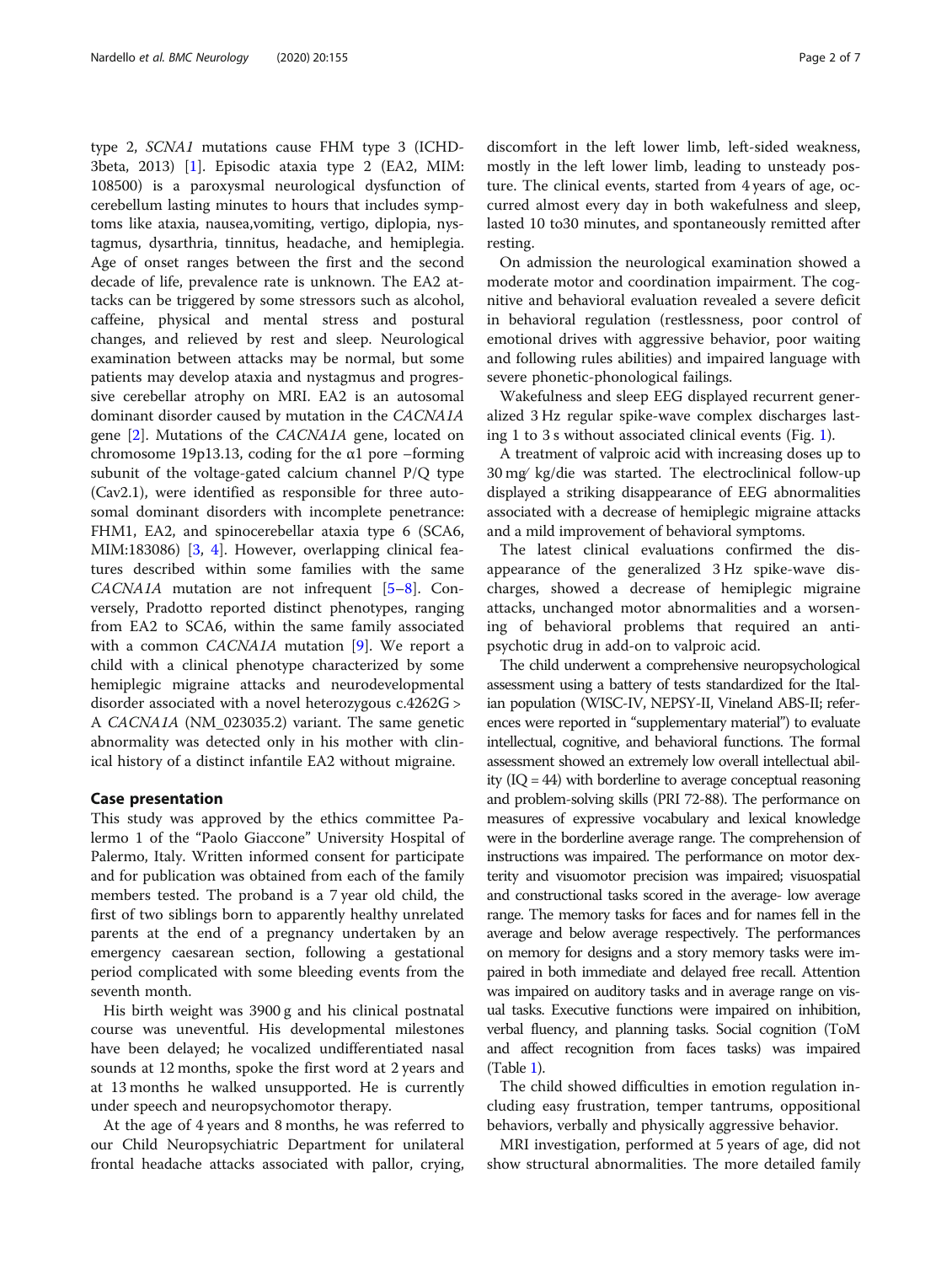type 2, *SCNA1* mutations cause FHM type 3 (ICHD-3beta, 2013) [1]. Episodic ataxia type 2 (EA2, MIM: 108500) is a paroxysmal neurological dysfunction of cerebellum lasting minutes to hours that includes symptoms like ataxia, nausea,vomiting, vertigo, diplopia, nystagmus, dysarthria, tinnitus, headache, and hemiplegia. Age of onset ranges between the first and the second decade of life, prevalence rate is unknown. The EA2 attacks can be triggered by some stressors such as alcohol, caffeine, physical and mental stress and postural changes, and relieved by rest and sleep. Neurological examination between attacks may be normal, but some patients may develop ataxia and nystagmus and progressive cerebellar atrophy on MRI. EA2 is an autosomal dominant disorder caused by mutation in the *CACNA1A* gene [2]. Mutations of the *CACNA1A* gene, located on chromosome 19p13.13, coding for the α1 pore –forming subunit of the voltage-gated calcium channel P/Q type (Cav2.1), were identified as responsible for three autosomal dominant disorders with incomplete penetrance: FHM1, EA2, and spinocerebellar ataxia type 6 (SCA6, MIM:183086) [3, 4]. However, overlapping clinical features described within some families with the same *CACNA1A* mutation are not infrequent [5–8]. Conversely, Pradotto reported distinct phenotypes, ranging from EA2 to SCA6, within the same family associated with a common *CACNA1A* mutation [9]. We report a child with a clinical phenotype characterized by some hemiplegic migraine attacks and neurodevelopmental disorder associated with a novel heterozygous c.4262G > A *CACNA1A* (NM_023035.2) variant. The same genetic abnormality was detected only in his mother with clinical history of a distinct infantile EA2 without migraine.

## Case presentation

This study was approved by the ethics committee Palermo 1 of the "Paolo Giaccone" University Hospital of Palermo, Italy. Written informed consent for participate and for publication was obtained from each of the family members tested. The proband is a 7 year old child, the first of two siblings born to apparently healthy unrelated parents at the end of a pregnancy undertaken by an emergency caesarean section, following a gestational period complicated with some bleeding events from the seventh month.

His birth weight was 3900 g and his clinical postnatal course was uneventful. His developmental milestones have been delayed; he vocalized undifferentiated nasal sounds at 12 months, spoke the first word at 2 years and at 13 months he walked unsupported. He is currently under speech and neuropsychomotor therapy.

At the age of 4 years and 8 months, he was referred to our Child Neuropsychiatric Department for unilateral frontal headache attacks associated with pallor, crying, discomfort in the left lower limb, left-sided weakness, mostly in the left lower limb, leading to unsteady posture. The clinical events, started from 4 years of age, occurred almost every day in both wakefulness and sleep, lasted 10 to30 minutes, and spontaneously remitted after resting.

On admission the neurological examination showed a moderate motor and coordination impairment. The cognitive and behavioral evaluation revealed a severe deficit in behavioral regulation (restlessness, poor control of emotional drives with aggressive behavior, poor waiting and following rules abilities) and impaired language with severe phonetic-phonological failings.

Wakefulness and sleep EEG displayed recurrent generalized 3 Hz regular spike-wave complex discharges lasting 1 to 3 s without associated clinical events (Fig. 1).

A treatment of valproic acid with increasing doses up to 30 mg⁄ kg/die was started. The electroclinical follow-up displayed a striking disappearance of EEG abnormalities associated with a decrease of hemiplegic migraine attacks and a mild improvement of behavioral symptoms.

The latest clinical evaluations confirmed the disappearance of the generalized 3 Hz spike-wave discharges, showed a decrease of hemiplegic migraine attacks, unchanged motor abnormalities and a worsening of behavioral problems that required an antipsychotic drug in add-on to valproic acid.

The child underwent a comprehensive neuropsychological assessment using a battery of tests standardized for the Italian population (WISC-IV, NEPSY-II, Vineland ABS-II; references were reported in "supplementary material") to evaluate intellectual, cognitive, and behavioral functions. The formal assessment showed an extremely low overall intellectual ability (IQ = 44) with borderline to average conceptual reasoning and problem-solving skills (PRI 72-88). The performance on measures of expressive vocabulary and lexical knowledge were in the borderline average range. The comprehension of instructions was impaired. The performance on motor dexterity and visuomotor precision was impaired; visuospatial and constructional tasks scored in the average- low average range. The memory tasks for faces and for names fell in the average and below average respectively. The performances on memory for designs and a story memory tasks were impaired in both immediate and delayed free recall. Attention was impaired on auditory tasks and in average range on visual tasks. Executive functions were impaired on inhibition, verbal fluency, and planning tasks. Social cognition (ToM and affect recognition from faces tasks) was impaired (Table 1).

The child showed difficulties in emotion regulation including easy frustration, temper tantrums, oppositional behaviors, verbally and physically aggressive behavior.

MRI investigation, performed at 5 years of age, did not show structural abnormalities. The more detailed family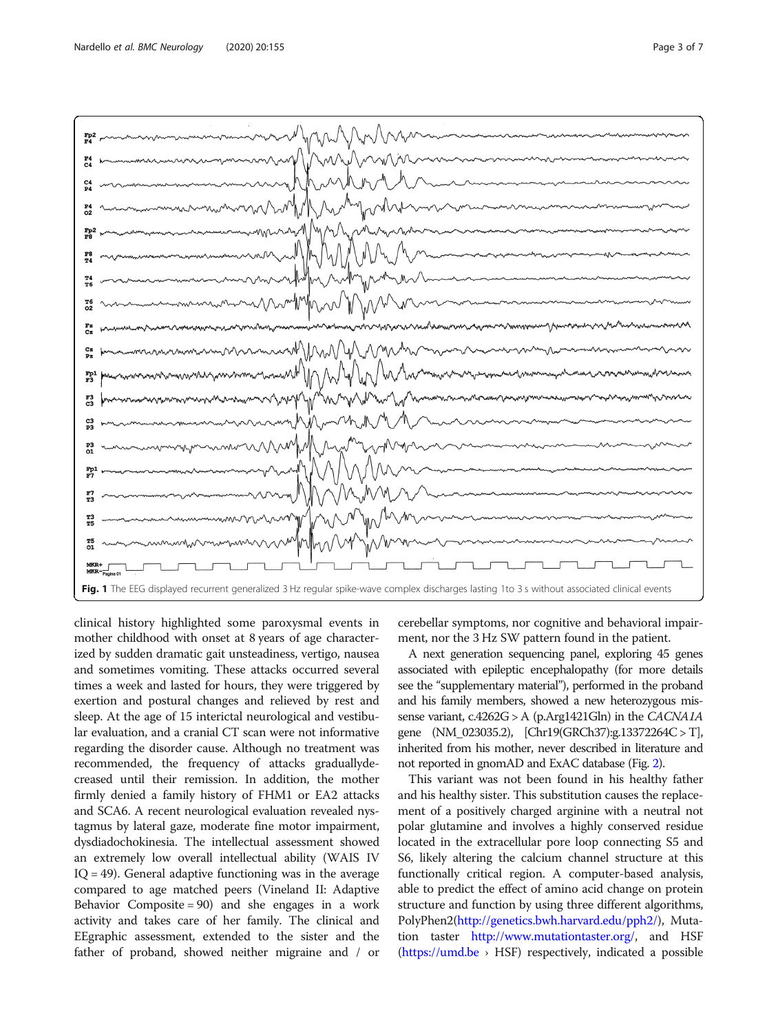Fig. 1 The EEG displayed recurrent generalized 3 Hz regular spike-wave complex discharges lasting 1to 3 s without associated clinical events

clinical history highlighted some paroxysmal events in mother childhood with onset at 8 years of age characterized by sudden dramatic gait unsteadiness, vertigo, nausea and sometimes vomiting. These attacks occurred several times a week and lasted for hours, they were triggered by exertion and postural changes and relieved by rest and sleep. At the age of 15 interictal neurological and vestibular evaluation, and a cranial CT scan were not informative regarding the disorder cause. Although no treatment was recommended, the frequency of attacks graduallydecreased until their remission. In addition, the mother firmly denied a family history of FHM1 or EA2 attacks and SCA6. A recent neurological evaluation revealed nystagmus by lateral gaze, moderate fine motor impairment, dysdiadochokinesia. The intellectual assessment showed an extremely low overall intellectual ability (WAIS IV IQ = 49). General adaptive functioning was in the average compared to age matched peers (Vineland II: Adaptive Behavior Composite = 90) and she engages in a work activity and takes care of her family. The clinical and EEgraphic assessment, extended to the sister and the father of proband, showed neither migraine and / or cerebellar symptoms, nor cognitive and behavioral impairment, nor the 3 Hz SW pattern found in the patient.

A next generation sequencing panel, exploring 45 genes associated with epileptic encephalopathy (for more details see the "supplementary material"), performed in the proband and his family members, showed a new heterozygous missense variant, c.4262G > A (p.Arg1421Gln) in the *CACNA1A* gene (NM_023035.2), [Chr19(GRCh37):g.13372264C > T], inherited from his mother, never described in literature and not reported in gnomAD and ExAC database (Fig. 2).

This variant was not been found in his healthy father and his healthy sister. This substitution causes the replacement of a positively charged arginine with a neutral not polar glutamine and involves a highly conserved residue located in the extracellular pore loop connecting S5 and S6, likely altering the calcium channel structure at this functionally critical region. A computer-based analysis, able to predict the effect of amino acid change on protein structure and function by using three different algorithms, PolyPhen2(http://genetics.bwh.harvard.edu/pph2/), Mutation taster http://www.mutationtaster.org/, and HSF (https://umd.be › HSF) respectively, indicated a possible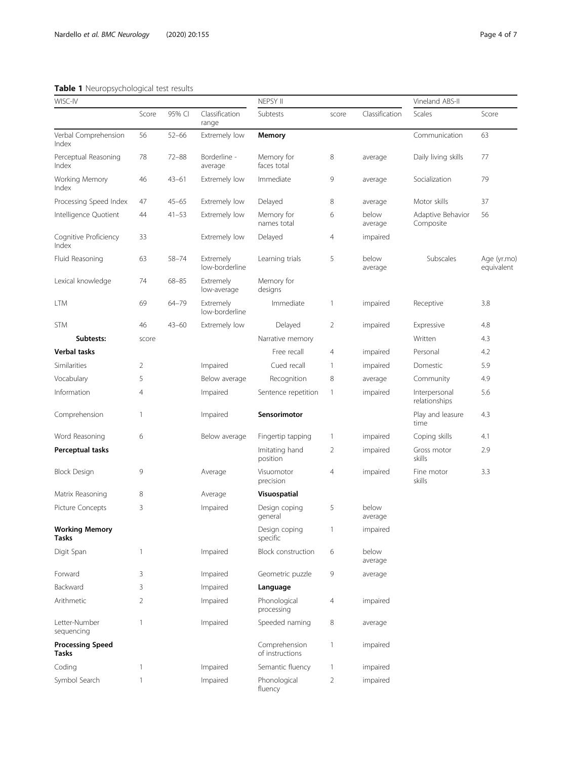**Table 1** Neuropsychological test results

| WISC-IV | | | | NEPSY II | | | Vineland ABS-II | |
|---|---|---|---|---|---|---|---|---|
| | Score | 95% CI | Classification range | Subtests | score | Classification | Scales | Score |
| Verbal Comprehension Index | 56 | 52–66 | Extremely low | **Memory** | | | Communication | 63 |
| Perceptual Reasoning Index | 78 | 72–88 | Borderline - average | Memory for faces total | 8 | average | Daily living skills | 77 |
| Working Memory Index | 46 | 43–61 | Extremely low | Immediate | 9 | average | Socialization | 79 |
| Processing Speed Index | 47 | 45–65 | Extremely low | Delayed | 8 | average | Motor skills | 37 |
| Intelligence Quotient | 44 | 41–53 | Extremely low | Memory for names total | 6 | below average | Adaptive Behavior Composite | 56 |
| Cognitive Proficiency Index | 33 | | Extremely low | Delayed | 4 | impaired | | |
| Fluid Reasoning | 63 | 58–74 | Extremely low-borderline | Learning trials | 5 | below average | Subscales | Age (yr.mo) equivalent |
| Lexical knowledge | 74 | 68–85 | Extremely low-average | Memory for designs | | | | |
| LTM | 69 | 64–79 | Extremely low-borderline | Immediate | 1 | impaired | Receptive | 3.8 |
| STM | 46 | 43–60 | Extremely low | Delayed | 2 | impaired | Expressive | 4.8 |
| **Subtests:** | score | | | Narrative memory | | | Written | 4.3 |
| **Verbal tasks** | | | | Free recall | 4 | impaired | Personal | 4.2 |
| Similarities | 2 | | Impaired | Cued recall | 1 | impaired | Domestic | 5.9 |
| Vocabulary | 5 | | Below average | Recognition | 8 | average | Community | 4.9 |
| Information | 4 | | Impaired | Sentence repetition | 1 | impaired | Interpersonal relationships | 5.6 |
| Comprehension | 1 | | Impaired | **Sensorimotor** | | | Play and leasure time | 4.3 |
| Word Reasoning | 6 | | Below average | Fingertip tapping | 1 | impaired | Coping skills | 4.1 |
| **Perceptual tasks** | | | | Imitating hand position | 2 | impaired | Gross motor skills | 2.9 |
| Block Design | 9 | | Average | Visuomotor precision | 4 | impaired | Fine motor skills | 3.3 |
| Matrix Reasoning | 8 | | Average | **Visuospatial** | | | | |
| Picture Concepts | 3 | | Impaired | Design coping general | 5 | below average | | |
| **Working Memory Tasks** | | | | Design coping specific | 1 | impaired | | |
| Digit Span | 1 | | Impaired | Block construction | 6 | below average | | |
| Forward | 3 | | Impaired | Geometric puzzle | 9 | average | | |
| Backward | 3 | | Impaired | **Language** | | | | |
| Arithmetic | 2 | | Impaired | Phonological processing | 4 | impaired | | |
| Letter-Number sequencing | 1 | | Impaired | Speeded naming | 8 | average | | |
| **Processing Speed Tasks** | | | | Comprehension of instructions | 1 | impaired | | |
| Coding | 1 | | Impaired | Semantic fluency | 1 | impaired | | |
| Symbol Search | 1 | | Impaired | Phonological fluency | 2 | impaired | | |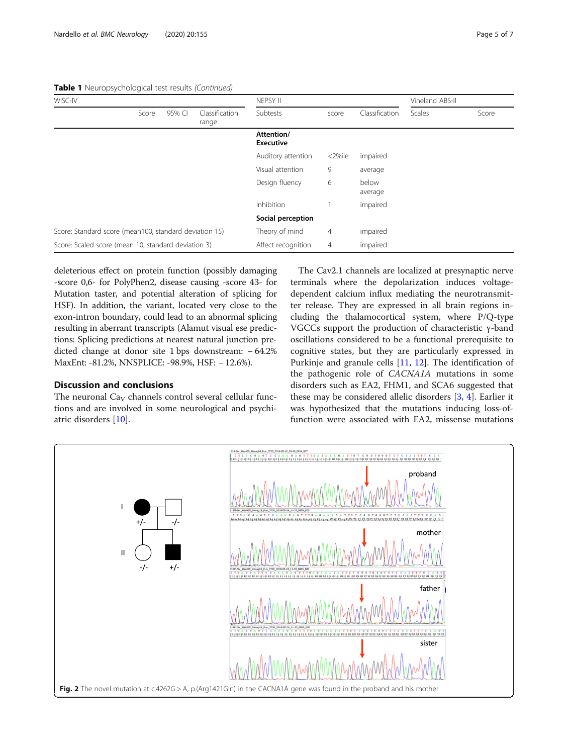**Table 1** Neuropsychological test results *(Continued)*

| WISC-IV | | | | NEPSY II | | | Vineland ABS-II | |
|---|---|---|---|---|---|---|---|---|
| | Score | 95% CI | Classification range | Subtests | score | Classification | Scales | Score |
| | | | | **Attention/ Executive** | | | | |
| | | | | Auditory attention | <2%ile | impaired | | |
| | | | | Visual attention | 9 | average | | |
| | | | | Design fluency | 6 | below average | | |
| | | | | Inhibition | 1 | impaired | | |
| | | | | **Social perception** | | | | |
| Score: Standard score (mean100, standard deviation 15) | | | | Theory of mind | 4 | impaired | | |
| Score: Scaled score (mean 10, standard deviation 3) | | | | Affect recognition | 4 | impaired | | |

deleterious effect on protein function (possibly damaging -score 0,6- for PolyPhen2, disease causing -score 43- for Mutation taster, and potential alteration of splicing for HSF). In addition, the variant, located very close to the exon-intron boundary, could lead to an abnormal splicing resulting in aberrant transcripts (Alamut visual ese predictions: Splicing predictions at nearest natural junction predicted change at donor site 1 bps downstream: − 64.2% MaxEnt: -81.2%, NNSPLICE: -98.9%, HSF: − 12.6%).

## Discussion and conclusions

The neuronal $Ca_V$ channels control several cellular functions and are involved in some neurological and psychiatric disorders [10].

The Cav2.1 channels are localized at presynaptic nerve terminals where the depolarization induces voltage-dependent calcium influx mediating the neurotransmitter release. They are expressed in all brain regions including the thalamocortical system, where P/Q-type VGCCs support the production of characteristic γ-band oscillations considered to be a functional prerequisite to cognitive states, but they are particularly expressed in Purkinje and granule cells [11, 12]. The identification of the pathogenic role of *CACNA1A* mutations in some disorders such as EA2, FHM1, and SCA6 suggested that these may be considered allelic disorders [3, 4]. Earlier it was hypothesized that the mutations inducing loss-of-function were associated with EA2, missense mutations

**Fig. 2** The novel mutation at c.4262G > A, p.(Arg1421Gln) in the CACNA1A gene was found in the proband and his mother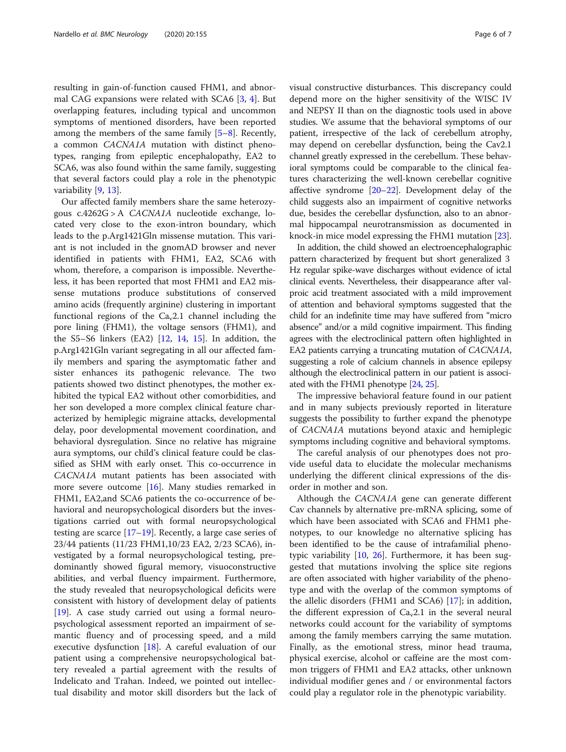resulting in gain-of-function caused FHM1, and abnormal CAG expansions were related with SCA6 [3, 4]. But overlapping features, including typical and uncommon symptoms of mentioned disorders, have been reported among the members of the same family [5–8]. Recently, a common *CACNA1A* mutation with distinct phenotypes, ranging from epileptic encephalopathy, EA2 to SCA6, was also found within the same family, suggesting that several factors could play a role in the phenotypic variability [9, 13].

Our affected family members share the same heterozygous c.4262G > A *CACNA1A* nucleotide exchange, located very close to the exon-intron boundary, which leads to the p.Arg1421Gln missense mutation. This variant is not included in the gnomAD browser and never identified in patients with FHM1, EA2, SCA6 with whom, therefore, a comparison is impossible. Nevertheless, it has been reported that most FHM1 and EA2 missense mutations produce substitutions of conserved amino acids (frequently arginine) clustering in important functional regions of the $Ca_v2.1$ channel including the pore lining (FHM1), the voltage sensors (FHM1), and the S5–S6 linkers (EA2) [12, 14, 15]. In addition, the p.Arg1421Gln variant segregating in all our affected family members and sparing the asymptomatic father and sister enhances its pathogenic relevance. The two patients showed two distinct phenotypes, the mother exhibited the typical EA2 without other comorbidities, and her son developed a more complex clinical feature characterized by hemiplegic migraine attacks, developmental delay, poor developmental movement coordination, and behavioral dysregulation. Since no relative has migraine aura symptoms, our child's clinical feature could be classified as SHM with early onset. This co-occurrence in *CACNA1A* mutant patients has been associated with more severe outcome [16]. Many studies remarked in FHM1, EA2,and SCA6 patients the co-occurrence of behavioral and neuropsychological disorders but the investigations carried out with formal neuropsychological testing are scarce [17–19]. Recently, a large case series of 23/44 patients (11/23 FHM1,10/23 EA2, 2/23 SCA6), investigated by a formal neuropsychological testing, predominantly showed figural memory, visuoconstructive abilities, and verbal fluency impairment. Furthermore, the study revealed that neuropsychological deficits were consistent with history of development delay of patients [19]. A case study carried out using a formal neuropsychological assessment reported an impairment of semantic fluency and of processing speed, and a mild executive dysfunction [18]. A careful evaluation of our patient using a comprehensive neuropsychological battery revealed a partial agreement with the results of Indelicato and Trahan. Indeed, we pointed out intellectual disability and motor skill disorders but the lack of visual constructive disturbances. This discrepancy could depend more on the higher sensitivity of the WISC IV and NEPSY II than on the diagnostic tools used in above studies. We assume that the behavioral symptoms of our patient, irrespective of the lack of cerebellum atrophy, may depend on cerebellar dysfunction, being the Cav2.1 channel greatly expressed in the cerebellum. These behavioral symptoms could be comparable to the clinical features characterizing the well-known cerebellar cognitive affective syndrome [20–22]. Development delay of the child suggests also an impairment of cognitive networks due, besides the cerebellar dysfunction, also to an abnormal hippocampal neurotransmission as documented in knock-in mice model expressing the FHM1 mutation [23].

In addition, the child showed an electroencephalographic pattern characterized by frequent but short generalized 3 Hz regular spike-wave discharges without evidence of ictal clinical events. Nevertheless, their disappearance after valproic acid treatment associated with a mild improvement of attention and behavioral symptoms suggested that the child for an indefinite time may have suffered from "micro absence" and/or a mild cognitive impairment. This finding agrees with the electroclinical pattern often highlighted in EA2 patients carrying a truncating mutation of *CACNA1A*, suggesting a role of calcium channels in absence epilepsy although the electroclinical pattern in our patient is associated with the FHM1 phenotype [24, 25].

The impressive behavioral feature found in our patient and in many subjects previously reported in literature suggests the possibility to further expand the phenotype of *CACNA1A* mutations beyond ataxic and hemiplegic symptoms including cognitive and behavioral symptoms.

The careful analysis of our phenotypes does not provide useful data to elucidate the molecular mechanisms underlying the different clinical expressions of the disorder in mother and son.

Although the *CACNA1A* gene can generate different Cav channels by alternative pre-mRNA splicing, some of which have been associated with SCA6 and FHM1 phenotypes, to our knowledge no alternative splicing has been identified to be the cause of intrafamilial phenotypic variability [10, 26]. Furthermore, it has been suggested that mutations involving the splice site regions are often associated with higher variability of the phenotype and with the overlap of the common symptoms of the allelic disorders (FHM1 and SCA6) [17]; in addition, the different expression of $Ca_v2.1$ in the several neural networks could account for the variability of symptoms among the family members carrying the same mutation. Finally, as the emotional stress, minor head trauma, physical exercise, alcohol or caffeine are the most common triggers of FHM1 and EA2 attacks, other unknown individual modifier genes and / or environmental factors could play a regulator role in the phenotypic variability.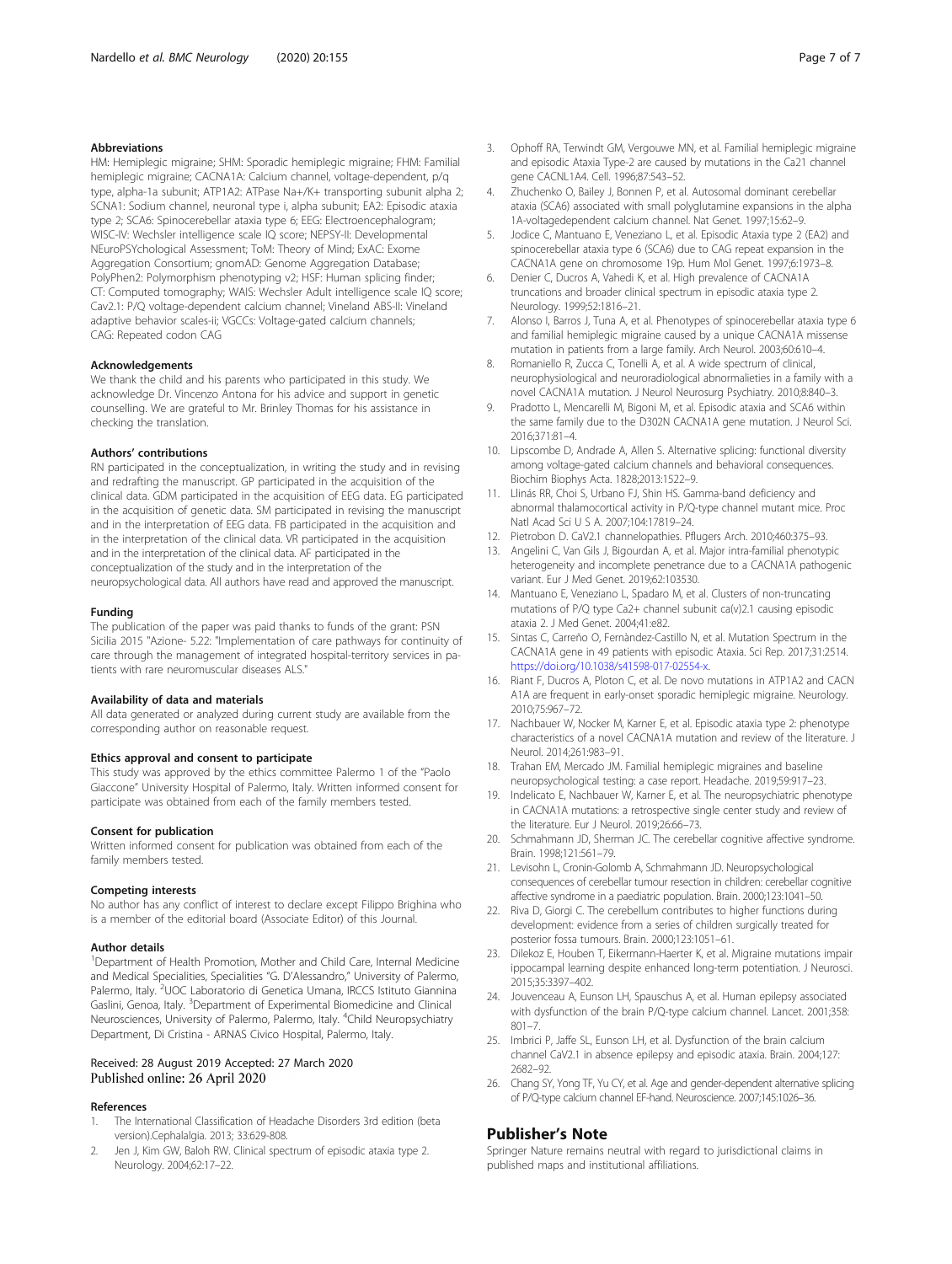## Abbreviations

HM: Hemiplegic migraine; SHM: Sporadic hemiplegic migraine; FHM: Familial hemiplegic migraine; CACNA1A: Calcium channel, voltage-dependent, p/q type, alpha-1a subunit; ATP1A2: ATPase Na+/K+ transporting subunit alpha 2; SCNA1: Sodium channel, neuronal type i, alpha subunit; EA2: Episodic ataxia type 2; SCA6: Spinocerebellar ataxia type 6; EEG: Electroencephalogram; WISC-IV: Wechsler intelligence scale IQ score; NEPSY-II: Developmental NEuroPSYchological Assessment; ToM: Theory of Mind; ExAC: Exome Aggregation Consortium; gnomAD: Genome Aggregation Database; PolyPhen2: Polymorphism phenotyping v2; HSF: Human splicing finder; CT: Computed tomography; WAIS: Wechsler Adult intelligence scale IQ score; Cav2.1: P/Q voltage-dependent calcium channel; Vineland ABS-II: Vineland adaptive behavior scales-ii; VGCCs: Voltage-gated calcium channels; CAG: Repeated codon CAG

## Acknowledgements

We thank the child and his parents who participated in this study. We acknowledge Dr. Vincenzo Antona for his advice and support in genetic counselling. We are grateful to Mr. Brinley Thomas for his assistance in checking the translation.

## Authors' contributions

RN participated in the conceptualization, in writing the study and in revising and redrafting the manuscript. GP participated in the acquisition of the clinical data. GDM participated in the acquisition of EEG data. EG participated in the acquisition of genetic data. SM participated in revising the manuscript and in the interpretation of EEG data. FB participated in the acquisition and in the interpretation of the clinical data. VR participated in the acquisition and in the interpretation of the clinical data. AF participated in the conceptualization of the study and in the interpretation of the neuropsychological data. All authors have read and approved the manuscript.

## Funding

The publication of the paper was paid thanks to funds of the grant: PSN Sicilia 2015 "Azione- 5.22: "Implementation of care pathways for continuity of care through the management of integrated hospital-territory services in patients with rare neuromuscular diseases ALS."

## Availability of data and materials

All data generated or analyzed during current study are available from the corresponding author on reasonable request.

## Ethics approval and consent to participate

This study was approved by the ethics committee Palermo 1 of the "Paolo Giaccone" University Hospital of Palermo, Italy. Written informed consent for participate was obtained from each of the family members tested.

## Consent for publication

Written informed consent for publication was obtained from each of the family members tested.

## Competing interests

No author has any conflict of interest to declare except Filippo Brighina who is a member of the editorial board (Associate Editor) of this Journal.

## Author details

[1]Department of Health Promotion, Mother and Child Care, Internal Medicine and Medical Specialities, Specialities "G. D'Alessandro," University of Palermo, Palermo, Italy. [2]UOC Laboratorio di Genetica Umana, IRCCS Istituto Giannina Gaslini, Genoa, Italy. [3]Department of Experimental Biomedicine and Clinical Neurosciences, University of Palermo, Palermo, Italy. [4]Child Neuropsychiatry Department, Di Cristina - ARNAS Civico Hospital, Palermo, Italy.

Received: 28 August 2019 Accepted: 27 March 2020
Published online: 26 April 2020

## References

1. The International Classification of Headache Disorders 3rd edition (beta version).Cephalalgia. 2013; 33:629-808.
2. Jen J, Kim GW, Baloh RW. Clinical spectrum of episodic ataxia type 2. Neurology. 2004;62:17–22.
3. Ophoff RA, Terwindt GM, Vergouwe MN, et al. Familial hemiplegic migraine and episodic Ataxia Type-2 are caused by mutations in the Ca21 channel gene CACNL1A4. Cell. 1996;87:543–52.
4. Zhuchenko O, Bailey J, Bonnen P, et al. Autosomal dominant cerebellar ataxia (SCA6) associated with small polyglutamine expansions in the alpha 1A-voltagedependent calcium channel. Nat Genet. 1997;15:62–9.
5. Jodice C, Mantuano E, Veneziano L, et al. Episodic Ataxia type 2 (EA2) and spinocerebellar ataxia type 6 (SCA6) due to CAG repeat expansion in the CACNA1A gene on chromosome 19p. Hum Mol Genet. 1997;6:1973–8.
6. Denier C, Ducros A, Vahedi K, et al. High prevalence of CACNA1A truncations and broader clinical spectrum in episodic ataxia type 2. Neurology. 1999;52:1816–21.
7. Alonso I, Barros J, Tuna A, et al. Phenotypes of spinocerebellar ataxia type 6 and familial hemiplegic migraine caused by a unique CACNA1A missense mutation in patients from a large family. Arch Neurol. 2003;60:610–4.
8. Romaniello R, Zucca C, Tonelli A, et al. A wide spectrum of clinical, neurophysiological and neuroradiological abnormalieties in a family with a novel CACNA1A mutation. J Neurol Neurosurg Psychiatry. 2010;8:840–3.
9. Pradotto L, Mencarelli M, Bigoni M, et al. Episodic ataxia and SCA6 within the same family due to the D302N CACNA1A gene mutation. J Neurol Sci. 2016;371:81–4.
10. Lipscombe D, Andrade A, Allen S. Alternative splicing: functional diversity among voltage-gated calcium channels and behavioral consequences. Biochim Biophys Acta. 1828;2013:1522–9.
11. Llinás RR, Choi S, Urbano FJ, Shin HS. Gamma-band deficiency and abnormal thalamocortical activity in P/Q-type channel mutant mice. Proc Natl Acad Sci U S A. 2007;104:17819–24.
12. Pietrobon D. CaV2.1 channelopathies. Pflugers Arch. 2010;460:375–93.
13. Angelini C, Van Gils J, Bigourdan A, et al. Major intra-familial phenotypic heterogeneity and incomplete penetrance due to a CACNA1A pathogenic variant. Eur J Med Genet. 2019;62:103530.
14. Mantuano E, Veneziano L, Spadaro M, et al. Clusters of non-truncating mutations of P/Q type Ca2+ channel subunit ca(v)2.1 causing episodic ataxia 2. J Med Genet. 2004;41:e82.
15. Sintas C, Carreño O, Fernàndez-Castillo N, et al. Mutation Spectrum in the CACNA1A gene in 49 patients with episodic Ataxia. Sci Rep. 2017;31:2514. https://doi.org/10.1038/s41598-017-02554-x.
16. Riant F, Ducros A, Ploton C, et al. De novo mutations in ATP1A2 and CACNA1A are frequent in early-onset sporadic hemiplegic migraine. Neurology. 2010;75:967–72.
17. Nachbauer W, Nocker M, Karner E, et al. Episodic ataxia type 2: phenotype characteristics of a novel CACNA1A mutation and review of the literature. J Neurol. 2014;261:983–91.
18. Trahan EM, Mercado JM. Familial hemiplegic migraines and baseline neuropsychological testing: a case report. Headache. 2019;59:917–23.
19. Indelicato E, Nachbauer W, Karner E, et al. The neuropsychiatric phenotype in CACNA1A mutations: a retrospective single center study and review of the literature. Eur J Neurol. 2019;26:66–73.
20. Schmahmann JD, Sherman JC. The cerebellar cognitive affective syndrome. Brain. 1998;121:561–79.
21. Levisohn L, Cronin-Golomb A, Schmahmann JD. Neuropsychological consequences of cerebellar tumour resection in children: cerebellar cognitive affective syndrome in a paediatric population. Brain. 2000;123:1041–50.
22. Riva D, Giorgi C. The cerebellum contributes to higher functions during development: evidence from a series of children surgically treated for posterior fossa tumours. Brain. 2000;123:1051–61.
23. Dilekoz E, Houben T, Eikermann-Haerter K, et al. Migraine mutations impair ippocampal learning despite enhanced long-term potentiation. J Neurosci. 2015;35:3397–402.
24. Jouvenceau A, Eunson LH, Spauschus A, et al. Human epilepsy associated with dysfunction of the brain P/Q-type calcium channel. Lancet. 2001;358:801–7.
25. Imbrici P, Jaffe SL, Eunson LH, et al. Dysfunction of the brain calcium channel CaV2.1 in absence epilepsy and episodic ataxia. Brain. 2004;127:2682–92.
26. Chang SY, Yong TF, Yu CY, et al. Age and gender-dependent alternative splicing of P/Q-type calcium channel EF-hand. Neuroscience. 2007;145:1026–36.

## Publisher's Note

Springer Nature remains neutral with regard to jurisdictional claims in published maps and institutional affiliations.